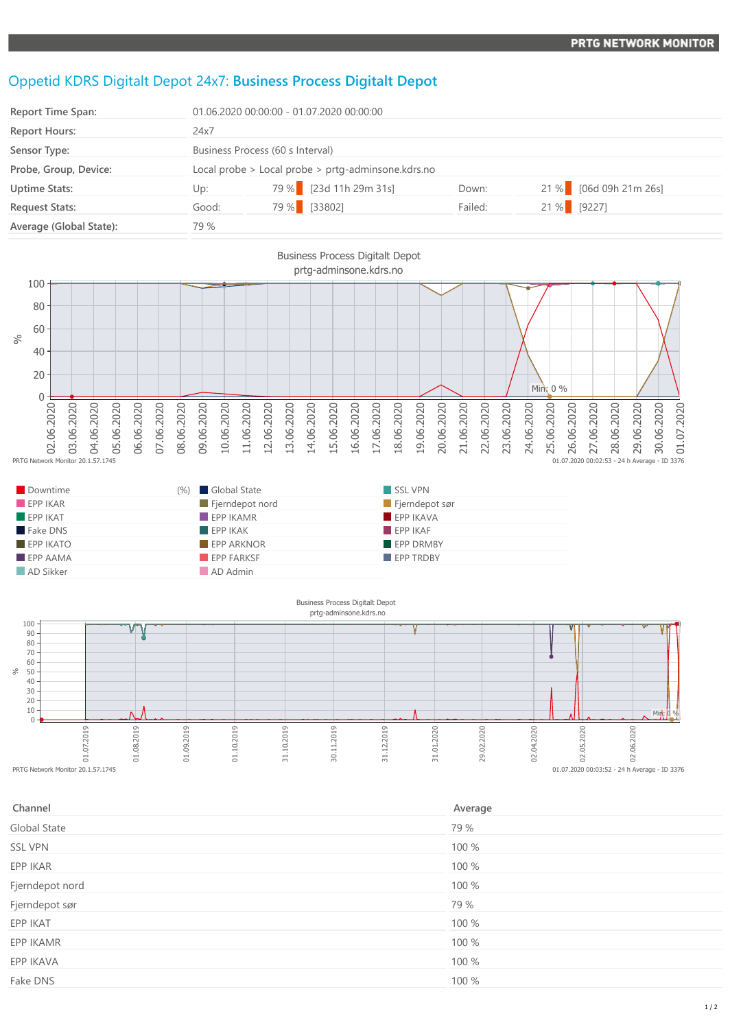# Oppetid KDRS Digitalt Depot 24x7: **Business Process Digitalt Depot**

| | | | | | |
|---|---|---|---|---|---|
| **Report Time Span:** | 01.06.2020 00:00:00 - 01.07.2020 00:00:00 | | | | |
| **Report Hours:** | 24x7 | | | | |
| **Sensor Type:** | Business Process (60 s Interval) | | | | |
| **Probe, Group, Device:** | Local probe > Local probe > prtg-adminsone.kdrs.no | | | | |
| **Uptime Stats:** | Up: | 79 % [23d 11h 29m 31s] | Down: | 21 % [06d 09h 21m 26s] | |
| **Request Stats:** | Good: | 79 % [33802] | Failed: | 21 % [9227] | |
| **Average (Global State):** | 79 % | | | | |

Business Process Digitalt Depot
prtg-adminsone.kdrs.no

PRTG Network Monitor 20.1.57.1745 — 01.07.2020 00:02:53 - 24 h Average - ID 3376

| | | |
|---|---|---|
| Downtime (%) | Global State | SSL VPN |
| EPP IKAR | Fjerndepot nord | Fjerndepot sør |
| EPP IKAT | EPP IKAMR | EPP IKAVA |
| Fake DNS | EPP IKAK | EPP IKAF |
| EPP IKATO | EPP ARKNOR | EPP DRMBY |
| EPP AAMA | EPP FARKSF | EPP TRDBY |
| AD Sikker | AD Admin | |

Business Process Digitalt Depot
prtg-adminsone.kdrs.no

PRTG Network Monitor 20.1.57.1745 — 01.07.2020 00:03:52 - 24 h Average - ID 3376

| Channel | Average |
|---|---|
| Global State | 79 % |
| SSL VPN | 100 % |
| EPP IKAR | 100 % |
| Fjerndepot nord | 100 % |
| Fjerndepot sør | 79 % |
| EPP IKAT | 100 % |
| EPP IKAMR | 100 % |
| EPP IKAVA | 100 % |
| Fake DNS | 100 % |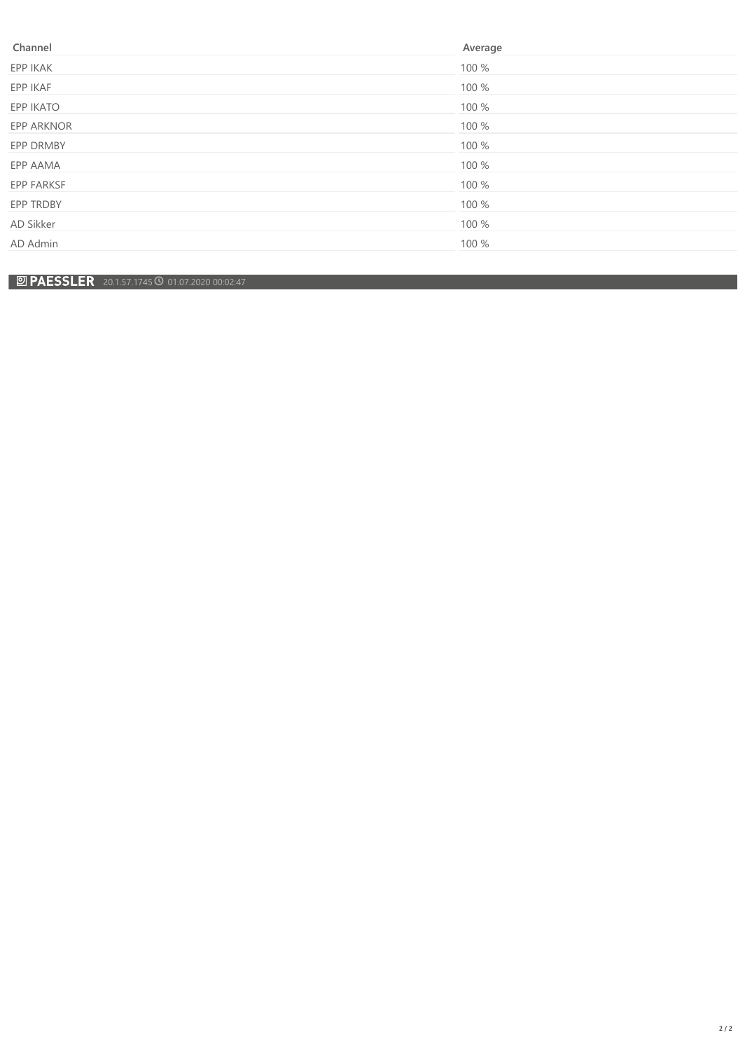| Channel | Average |
|---|---|
| EPP IKAK | 100 % |
| EPP IKAF | 100 % |
| EPP IKATO | 100 % |
| EPP ARKNOR | 100 % |
| EPP DRMBY | 100 % |
| EPP AAMA | 100 % |
| EPP FARKSF | 100 % |
| EPP TRDBY | 100 % |
| AD Sikker | 100 % |
| AD Admin | 100 % |

PAESSLER 20.1.57.1745 01.07.2020 00:02:47